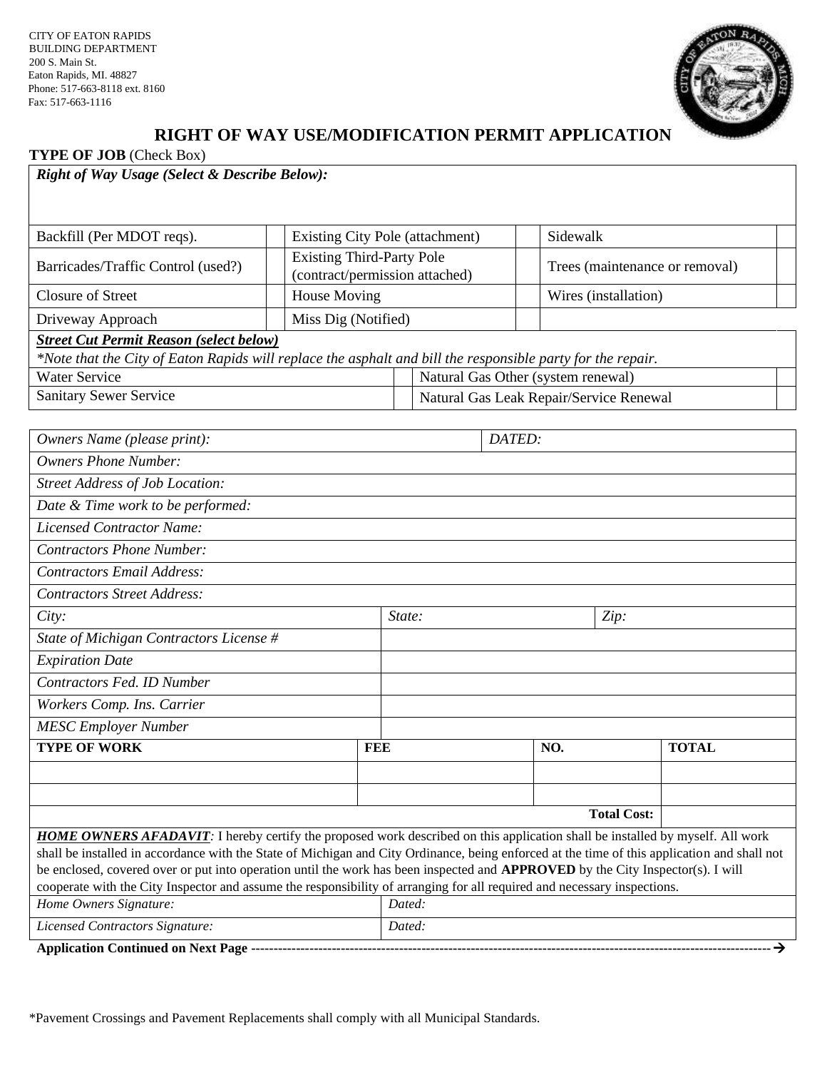CITY OF EATON RAPIDS
BUILDING DEPARTMENT
200 S. Main St.
Eaton Rapids, MI. 48827
Phone: 517-663-8118 ext. 8160
Fax: 517-663-1116

# RIGHT OF WAY USE/MODIFICATION PERMIT APPLICATION

**TYPE OF JOB** (Check Box)

***Right of Way Usage (Select & Describe Below):***

| | | | | | |
|---|---|---|---|---|---|
| Backfill (Per MDOT reqs). | | Existing City Pole (attachment) | | Sidewalk | |
| Barricades/Traffic Control (used?) | | Existing Third-Party Pole (contract/permission attached) | | Trees (maintenance or removal) | |
| Closure of Street | | House Moving | | Wires (installation) | |
| Driveway Approach | | Miss Dig (Notified) | | | |

***Street Cut Permit Reason (select below)***

*\*Note that the City of Eaton Rapids will replace the asphalt and bill the responsible party for the repair.*

| | | | |
|---|---|---|---|
| Water Service | | Natural Gas Other (system renewal) | |
| Sanitary Sewer Service | | Natural Gas Leak Repair/Service Renewal | |

| | | | | |
|---|---|---|---|---|
| *Owners Name (please print):* | | *DATED:* | | |
| *Owners Phone Number:* | | | | |
| *Street Address of Job Location:* | | | | |
| *Date & Time work to be performed:* | | | | |
| *Licensed Contractor Name:* | | | | |
| *Contractors Phone Number:* | | | | |
| *Contractors Email Address:* | | | | |
| *Contractors Street Address:* | | | | |
| *City:* | *State:* | | *Zip:* | |
| *State of Michigan Contractors License #* | | | | |
| *Expiration Date* | | | | |
| *Contractors Fed. ID Number* | | | | |
| *Workers Comp. Ins. Carrier* | | | | |
| *MESC Employer Number* | | | | |

| TYPE OF WORK | FEE | NO. | TOTAL |
|---|---|---|---|
| | | | |
| | | | |
| | | **Total Cost:** | |

***HOME OWNERS AFADAVIT***: I hereby certify the proposed work described on this application shall be installed by myself. All work shall be installed in accordance with the State of Michigan and City Ordinance, being enforced at the time of this application and shall not be enclosed, covered over or put into operation until the work has been inspected and **APPROVED** by the City Inspector(s). I will cooperate with the City Inspector and assume the responsibility of arranging for all required and necessary inspections.

| | |
|---|---|
| *Home Owners Signature:* | *Dated:* |
| *Licensed Contractors Signature:* | *Dated:* |

**Application Continued on Next Page** ------------------------------------------------------------------------------------------------------------------→

\*Pavement Crossings and Pavement Replacements shall comply with all Municipal Standards.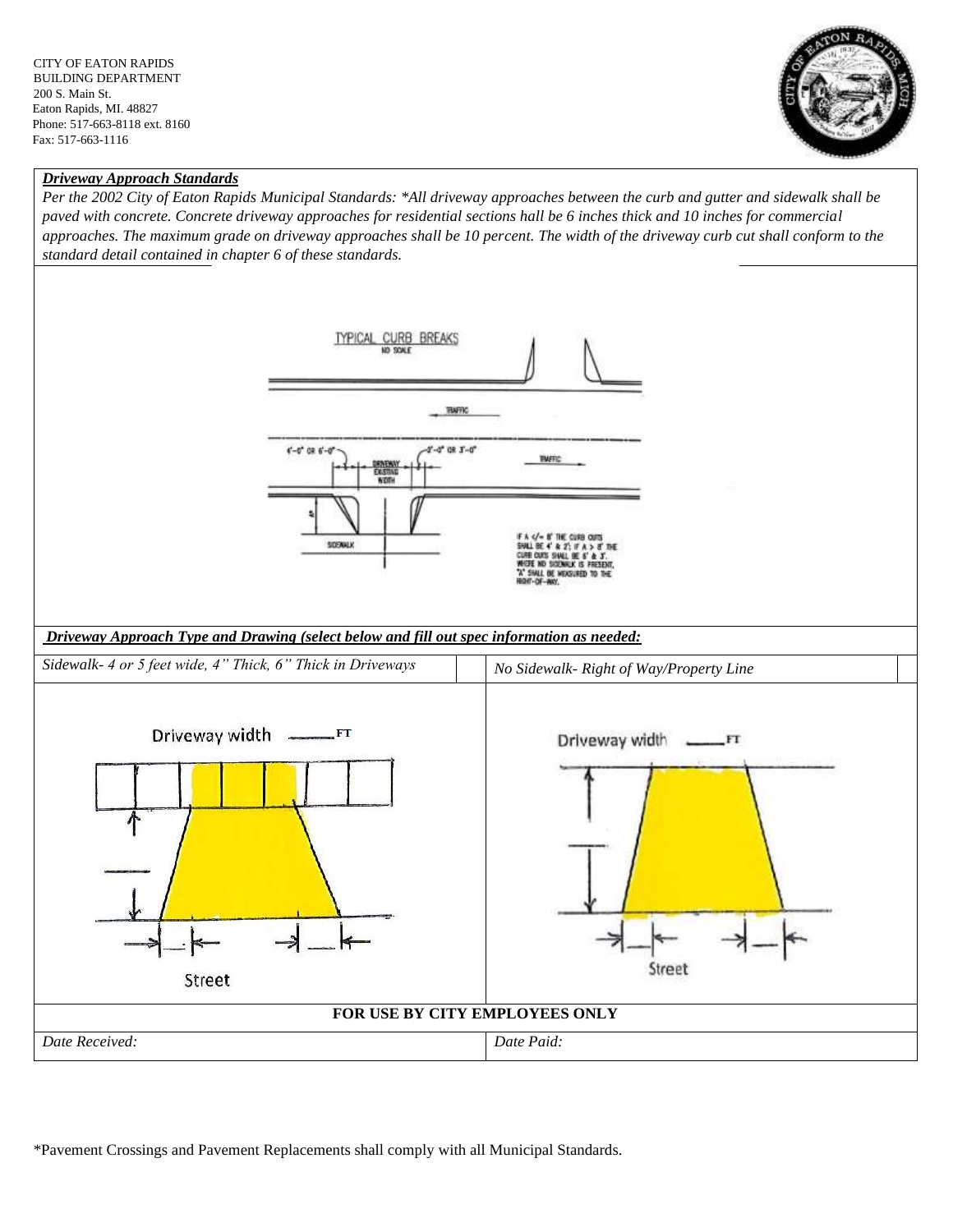CITY OF EATON RAPIDS
BUILDING DEPARTMENT
200 S. Main St.
Eaton Rapids, MI. 48827
Phone: 517-663-8118 ext. 8160
Fax: 517-663-1116

***Driveway Approach Standards***

*Per the 2002 City of Eaton Rapids Municipal Standards: *All driveway approaches between the curb and gutter and sidewalk shall be paved with concrete. Concrete driveway approaches for residential sections hall be 6 inches thick and 10 inches for commercial approaches. The maximum grade on driveway approaches shall be 10 percent. The width of the driveway curb cut shall conform to the standard detail contained in chapter 6 of these standards.*

TYPICAL CURB BREAKS
NO SCALE

TRAFFIC

4'-0" OR 6'-0"

DRIVEWAY EXISTING WIDTH

2'-0" OR 3'-0"

TRAFFIC

A

SIDEWALK

IF A </= 8' THE CURB CUTS SHALL BE 4' & 2'; IF A > 8' THE CURB CUTS SHALL BE 6' & 3'. WHERE NO SIDEWALK IS PRESENT, "A" SHALL BE MEASURED TO THE RIGHT-OF-WAY.

***Driveway Approach Type and Drawing (select below and fill out spec information as needed:***

| | | | |
|---|---|---|---|
| *Sidewalk- 4 or 5 feet wide, 4" Thick, 6" Thick in Driveways* | | *No Sidewalk- Right of Way/Property Line* | |

Driveway width \_\_\_\_ FT

Street

Driveway width \_\_\_\_ FT

Street

**FOR USE BY CITY EMPLOYEES ONLY**

| | |
|---|---|
| *Date Received:* | *Date Paid:* |

*Pavement Crossings and Pavement Replacements shall comply with all Municipal Standards.